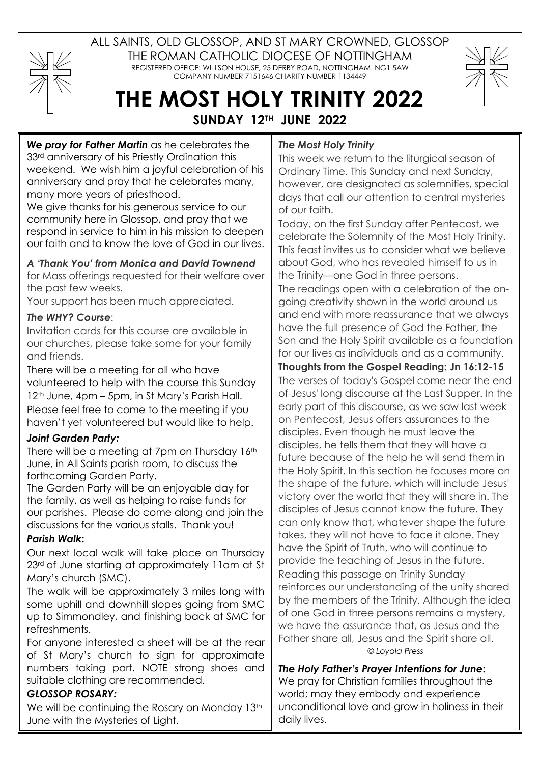ALL SAINTS, OLD GLOSSOP, AND ST MARY CROWNED, GLOSSOP

THE ROMAN CATHOLIC DIOCESE OF NOTTINGHAM

REGISTERED OFFICE: WILLSON HOUSE, 25 DERBY ROAD, NOTTINGHAM. NG1 5AW

COMPANY NUMBER 7151646 CHARITY NUMBER 1134449

# THE MOST HOLY TRINITY 2022

## SUNDAY 12TH JUNE 2022

***We pray for Father Martin*** as he celebrates the 33rd anniversary of his Priestly Ordination this weekend. We wish him a joyful celebration of his anniversary and pray that he celebrates many, many more years of priesthood.

We give thanks for his generous service to our community here in Glossop, and pray that we respond in service to him in his mission to deepen our faith and to know the love of God in our lives.

***A 'Thank You' from Monica and David Townend*** for Mass offerings requested for their welfare over the past few weeks.

Your support has been much appreciated.

***The WHY? Course***:

Invitation cards for this course are available in our churches, please take some for your family and friends.

There will be a meeting for all who have volunteered to help with the course this Sunday 12th June, 4pm – 5pm, in St Mary's Parish Hall. Please feel free to come to the meeting if you haven't yet volunteered but would like to help.

***Joint Garden Party:***

There will be a meeting at 7pm on Thursday 16th June, in All Saints parish room, to discuss the forthcoming Garden Party.

The Garden Party will be an enjoyable day for the family, as well as helping to raise funds for our parishes. Please do come along and join the discussions for the various stalls. Thank you!

***Parish Walk*:**

Our next local walk will take place on Thursday 23rd of June starting at approximately 11am at St Mary's church (SMC).

The walk will be approximately 3 miles long with some uphill and downhill slopes going from SMC up to Simmondley, and finishing back at SMC for refreshments.

For anyone interested a sheet will be at the rear of St Mary's church to sign for approximate numbers taking part. NOTE strong shoes and suitable clothing are recommended.

***GLOSSOP ROSARY:***

We will be continuing the Rosary on Monday 13th June with the Mysteries of Light.

***The Most Holy Trinity***

This week we return to the liturgical season of Ordinary Time. This Sunday and next Sunday, however, are designated as solemnities, special days that call our attention to central mysteries of our faith.

Today, on the first Sunday after Pentecost, we celebrate the Solemnity of the Most Holy Trinity. This feast invites us to consider what we believe about God, who has revealed himself to us in the Trinity—one God in three persons.

The readings open with a celebration of the on-going creativity shown in the world around us and end with more reassurance that we always have the full presence of God the Father, the Son and the Holy Spirit available as a foundation for our lives as individuals and as a community.

**Thoughts from the Gospel Reading: Jn 16:12-15**

The verses of today's Gospel come near the end of Jesus' long discourse at the Last Supper. In the early part of this discourse, as we saw last week on Pentecost, Jesus offers assurances to the disciples. Even though he must leave the disciples, he tells them that they will have a future because of the help he will send them in the Holy Spirit. In this section he focuses more on the shape of the future, which will include Jesus' victory over the world that they will share in. The disciples of Jesus cannot know the future. They can only know that, whatever shape the future takes, they will not have to face it alone. They have the Spirit of Truth, who will continue to provide the teaching of Jesus in the future. Reading this passage on Trinity Sunday reinforces our understanding of the unity shared by the members of the Trinity. Although the idea of one God in three persons remains a mystery, we have the assurance that, as Jesus and the Father share all, Jesus and the Spirit share all.

*© Loyola Press*

***The Holy Father's Prayer Intentions for June*:**

We pray for Christian families throughout the world; may they embody and experience unconditional love and grow in holiness in their daily lives.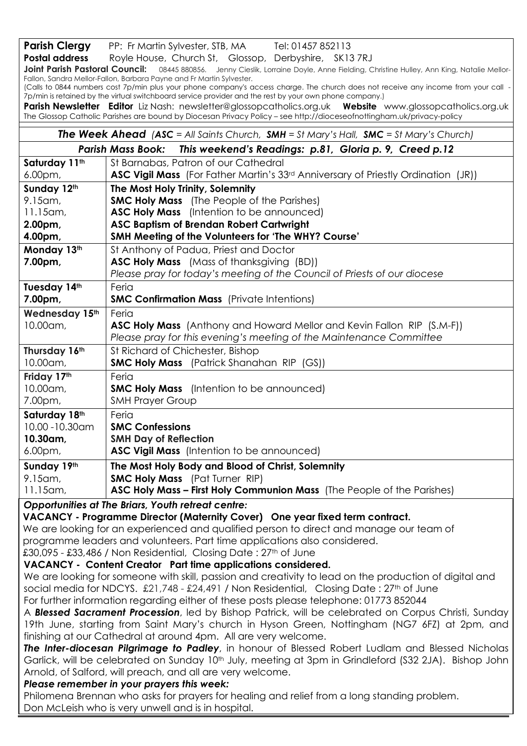**Parish Clergy** PP: Fr Martin Sylvester, STB, MA Tel: 01457 852113

**Postal address** Royle House, Church St, Glossop, Derbyshire, SK13 7RJ

**Joint Parish Pastoral Council:** 08445 880856. Jenny Cieslik, Lorraine Doyle, Anne Fielding, Christine Hulley, Ann King, Natalie Mellor-Fallon, Sandra Mellor-Fallon, Barbara Payne and Fr Martin Sylvester.

(Calls to 0844 numbers cost 7p/min plus your phone company's access charge. The church does not receive any income from your call - 7p/min is retained by the virtual switchboard service provider and the rest by your own phone company.)

**Parish Newsletter Editor** Liz Nash: newsletter@glossopcatholics.org.uk **Website** www.glossopcatholics.org.uk

The Glossop Catholic Parishes are bound by Diocesan Privacy Policy – see http://dioceseofnottingham.uk/privacy-policy

***The Week Ahead** (**ASC** = All Saints Church, **SMH** = St Mary's Hall, **SMC** = St Mary's Church)*

***Parish Mass Book: This weekend's Readings: p.81, Gloria p. 9, Creed p.12***

| | |
|---|---|
| **Saturday 11th**<br>6.00pm, | St Barnabas, Patron of our Cathedral<br>**ASC Vigil Mass** (For Father Martin's 33rd Anniversary of Priestly Ordination (JR)) |
| **Sunday 12th**<br>9.15am,<br>11.15am,<br>**2.00pm,**<br>**4.00pm,** | **The Most Holy Trinity, Solemnity**<br>**SMC Holy Mass** (The People of the Parishes)<br>**ASC Holy Mass** (Intention to be announced)<br>**ASC Baptism of Brendan Robert Cartwright**<br>**SMH Meeting of the Volunteers for 'The WHY? Course'** |
| **Monday 13th**<br>**7.00pm,** | St Anthony of Padua, Priest and Doctor<br>**ASC Holy Mass** (Mass of thanksgiving (BD))<br>*Please pray for today's meeting of the Council of Priests of our diocese* |
| **Tuesday 14th**<br>**7.00pm,** | Feria<br>**SMC Confirmation Mass** (Private Intentions) |
| **Wednesday 15th**<br>10.00am, | Feria<br>**ASC Holy Mass** (Anthony and Howard Mellor and Kevin Fallon RIP (S.M-F))<br>*Please pray for this evening's meeting of the Maintenance Committee* |
| **Thursday 16th**<br>10.00am, | St Richard of Chichester, Bishop<br>**SMC Holy Mass** (Patrick Shanahan RIP (GS)) |
| **Friday 17th**<br>10.00am,<br>7.00pm, | Feria<br>**SMC Holy Mass** (Intention to be announced)<br>SMH Prayer Group |
| **Saturday 18th**<br>10.00 -10.30am<br>**10.30am,**<br>6.00pm, | Feria<br>**SMC Confessions**<br>**SMH Day of Reflection**<br>**ASC Vigil Mass** (Intention to be announced) |
| **Sunday 19th**<br>9.15am,<br>11.15am, | **The Most Holy Body and Blood of Christ, Solemnity**<br>**SMC Holy Mass** (Pat Turner RIP)<br>**ASC Holy Mass – First Holy Communion Mass** (The People of the Parishes) |

***Opportunities at The Briars, Youth retreat centre:***

**VACANCY - Programme Director (Maternity Cover) One year fixed term contract.**

We are looking for an experienced and qualified person to direct and manage our team of programme leaders and volunteers. Part time applications also considered.

£30,095 - £33,486 / Non Residential, Closing Date : 27th of June

**VACANCY - Content Creator Part time applications considered.**

We are looking for someone with skill, passion and creativity to lead on the production of digital and social media for NDCYS. £21,748 - £24,491 / Non Residential, Closing Date : 27th of June

For further information regarding either of these posts please telephone: 01773 852044

A ***Blessed Sacrament Procession***, led by Bishop Patrick, will be celebrated on Corpus Christi, Sunday 19th June, starting from Saint Mary's church in Hyson Green, Nottingham (NG7 6FZ) at 2pm, and finishing at our Cathedral at around 4pm. All are very welcome.

***The Inter-diocesan Pilgrimage to Padley***, in honour of Blessed Robert Ludlam and Blessed Nicholas Garlick, will be celebrated on Sunday 10th July, meeting at 3pm in Grindleford (S32 2JA). Bishop John Arnold, of Salford, will preach, and all are very welcome.

***Please remember in your prayers this week:***

Philomena Brennan who asks for prayers for healing and relief from a long standing problem.

Don McLeish who is very unwell and is in hospital.